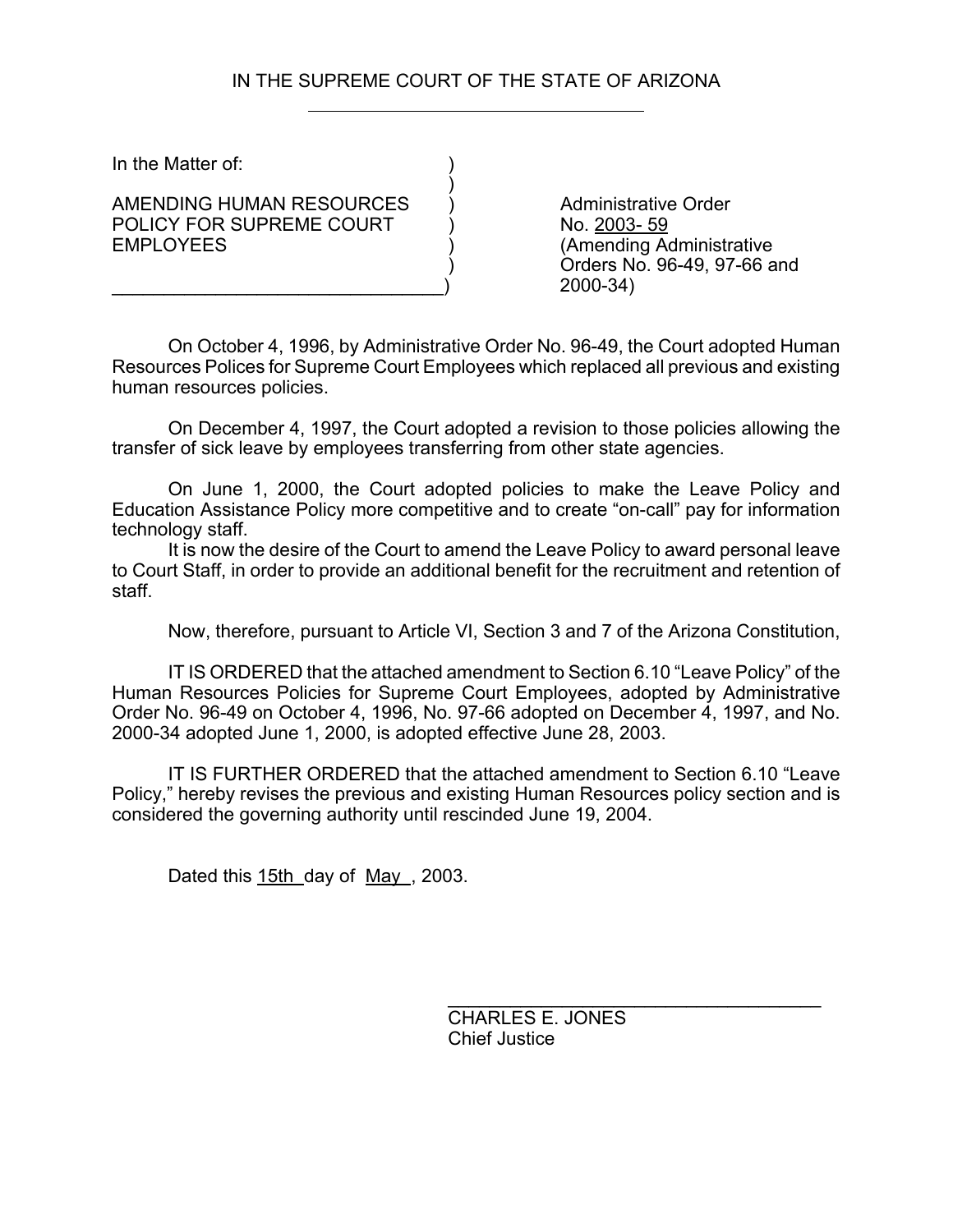# IN THE SUPREME COURT OF THE STATE OF ARIZONA

In the Matter of:

AMENDING HUMAN RESOURCES POLICY FOR SUPREME COURT EMPLOYEES

Administrative Order No. 2003- 59
(Amending Administrative Orders No. 96-49, 97-66 and 2000-34)

On October 4, 1996, by Administrative Order No. 96-49, the Court adopted Human Resources Polices for Supreme Court Employees which replaced all previous and existing human resources policies.

On December 4, 1997, the Court adopted a revision to those policies allowing the transfer of sick leave by employees transferring from other state agencies.

On June 1, 2000, the Court adopted policies to make the Leave Policy and Education Assistance Policy more competitive and to create "on-call" pay for information technology staff.

It is now the desire of the Court to amend the Leave Policy to award personal leave to Court Staff, in order to provide an additional benefit for the recruitment and retention of staff.

Now, therefore, pursuant to Article VI, Section 3 and 7 of the Arizona Constitution,

IT IS ORDERED that the attached amendment to Section 6.10 "Leave Policy" of the Human Resources Policies for Supreme Court Employees, adopted by Administrative Order No. 96-49 on October 4, 1996, No. 97-66 adopted on December 4, 1997, and No. 2000-34 adopted June 1, 2000, is adopted effective June 28, 2003.

IT IS FURTHER ORDERED that the attached amendment to Section 6.10 "Leave Policy," hereby revises the previous and existing Human Resources policy section and is considered the governing authority until rescinded June 19, 2004.

Dated this 15th day of May, 2003.

CHARLES E. JONES
Chief Justice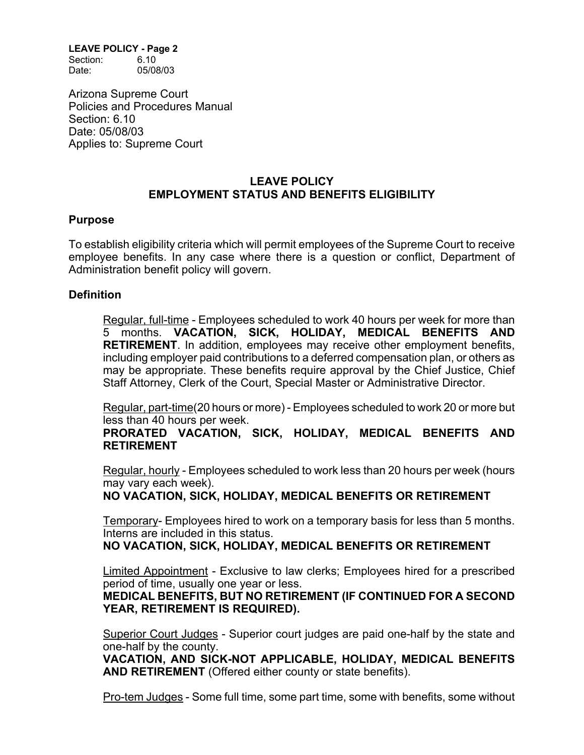Arizona Supreme Court
Policies and Procedures Manual
Section: 6.10
Date: 05/08/03
Applies to: Supreme Court

## LEAVE POLICY
## EMPLOYMENT STATUS AND BENEFITS ELIGIBILITY

### Purpose

To establish eligibility criteria which will permit employees of the Supreme Court to receive employee benefits. In any case where there is a question or conflict, Department of Administration benefit policy will govern.

### Definition

Regular, full-time - Employees scheduled to work 40 hours per week for more than 5 months. **VACATION, SICK, HOLIDAY, MEDICAL BENEFITS AND RETIREMENT**. In addition, employees may receive other employment benefits, including employer paid contributions to a deferred compensation plan, or others as may be appropriate. These benefits require approval by the Chief Justice, Chief Staff Attorney, Clerk of the Court, Special Master or Administrative Director.

Regular, part-time(20 hours or more) - Employees scheduled to work 20 or more but less than 40 hours per week.
**PRORATED VACATION, SICK, HOLIDAY, MEDICAL BENEFITS AND RETIREMENT**

Regular, hourly - Employees scheduled to work less than 20 hours per week (hours may vary each week).
**NO VACATION, SICK, HOLIDAY, MEDICAL BENEFITS OR RETIREMENT**

Temporary- Employees hired to work on a temporary basis for less than 5 months. Interns are included in this status.
**NO VACATION, SICK, HOLIDAY, MEDICAL BENEFITS OR RETIREMENT**

Limited Appointment - Exclusive to law clerks; Employees hired for a prescribed period of time, usually one year or less.
**MEDICAL BENEFITS, BUT NO RETIREMENT (IF CONTINUED FOR A SECOND YEAR, RETIREMENT IS REQUIRED).**

Superior Court Judges - Superior court judges are paid one-half by the state and one-half by the county.
**VACATION, AND SICK-NOT APPLICABLE, HOLIDAY, MEDICAL BENEFITS AND RETIREMENT** (Offered either county or state benefits).

Pro-tem Judges - Some full time, some part time, some with benefits, some without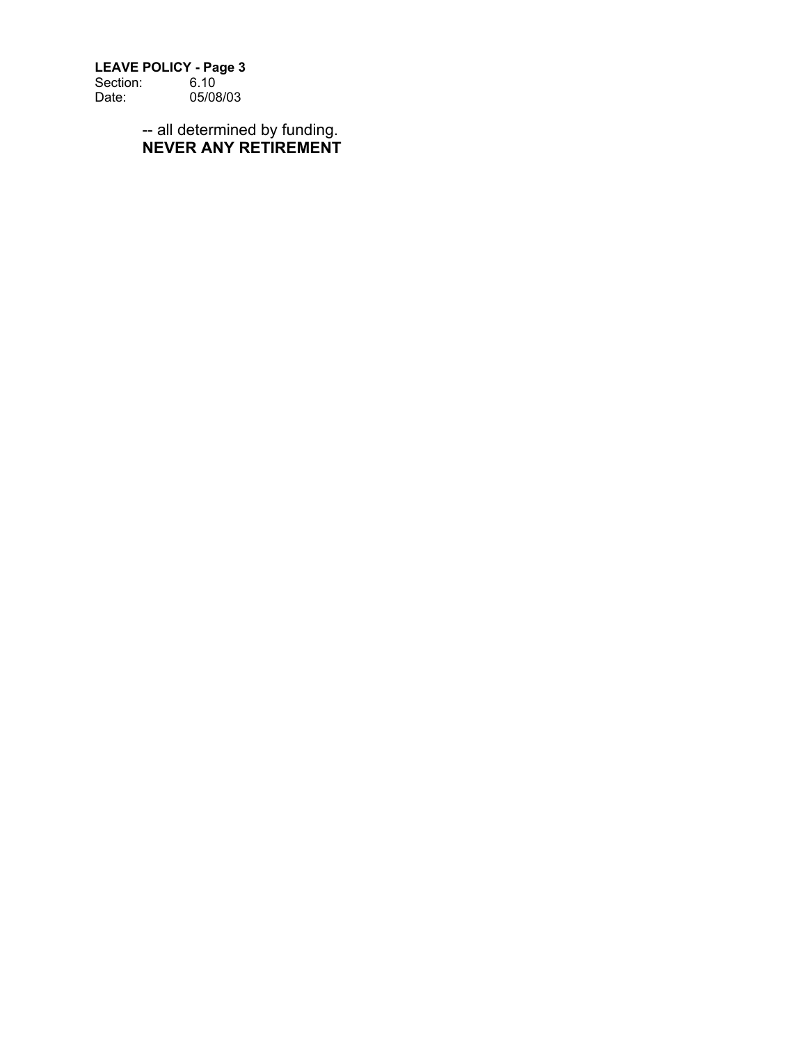-- all determined by funding.
**NEVER ANY RETIREMENT**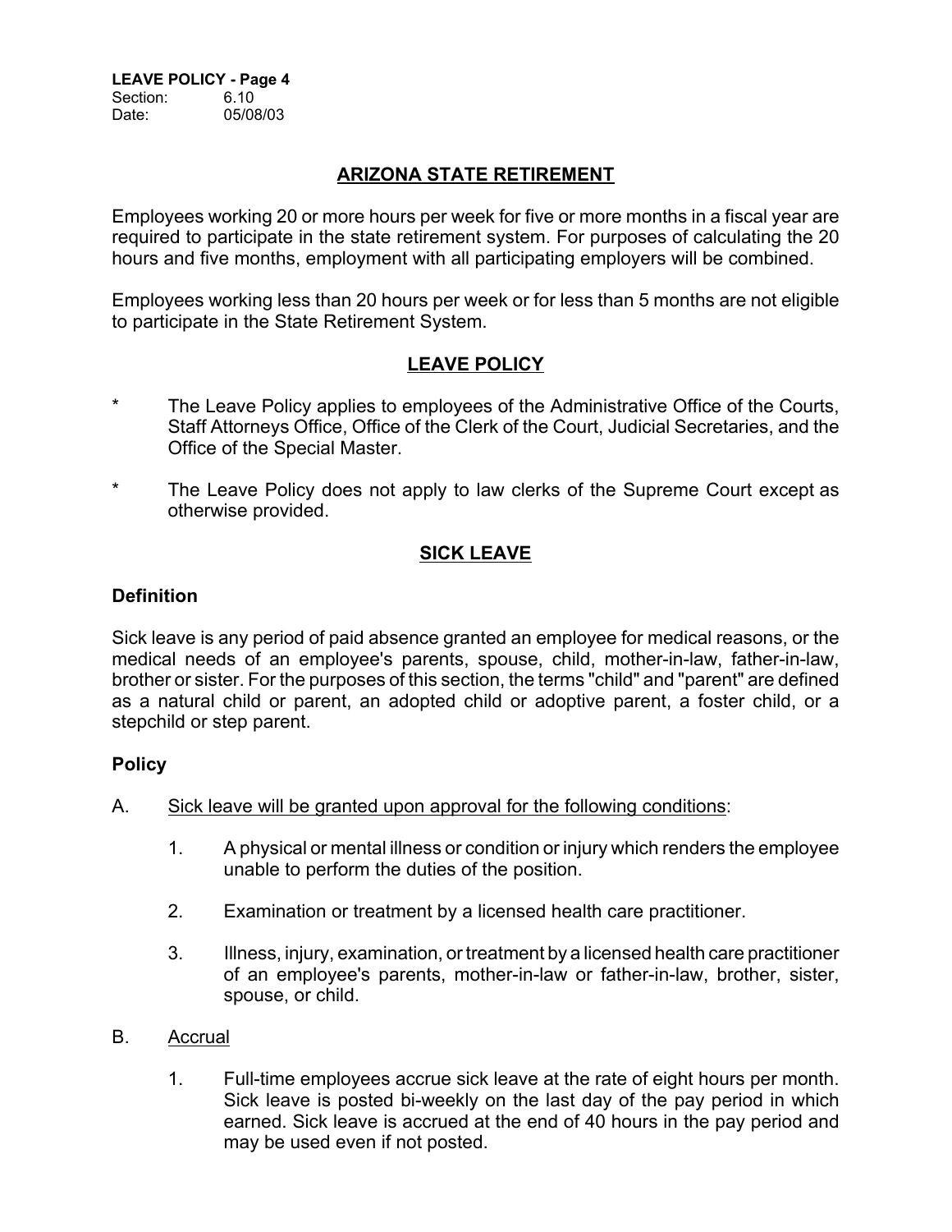## ARIZONA STATE RETIREMENT

Employees working 20 or more hours per week for five or more months in a fiscal year are required to participate in the state retirement system. For purposes of calculating the 20 hours and five months, employment with all participating employers will be combined.

Employees working less than 20 hours per week or for less than 5 months are not eligible to participate in the State Retirement System.

## LEAVE POLICY

* The Leave Policy applies to employees of the Administrative Office of the Courts, Staff Attorneys Office, Office of the Clerk of the Court, Judicial Secretaries, and the Office of the Special Master.

* The Leave Policy does not apply to law clerks of the Supreme Court except as otherwise provided.

## SICK LEAVE

### Definition

Sick leave is any period of paid absence granted an employee for medical reasons, or the medical needs of an employee's parents, spouse, child, mother-in-law, father-in-law, brother or sister. For the purposes of this section, the terms "child" and "parent" are defined as a natural child or parent, an adopted child or adoptive parent, a foster child, or a stepchild or step parent.

### Policy

A. Sick leave will be granted upon approval for the following conditions:

   1. A physical or mental illness or condition or injury which renders the employee unable to perform the duties of the position.

   2. Examination or treatment by a licensed health care practitioner.

   3. Illness, injury, examination, or treatment by a licensed health care practitioner of an employee's parents, mother-in-law or father-in-law, brother, sister, spouse, or child.

B. Accrual

   1. Full-time employees accrue sick leave at the rate of eight hours per month. Sick leave is posted bi-weekly on the last day of the pay period in which earned. Sick leave is accrued at the end of 40 hours in the pay period and may be used even if not posted.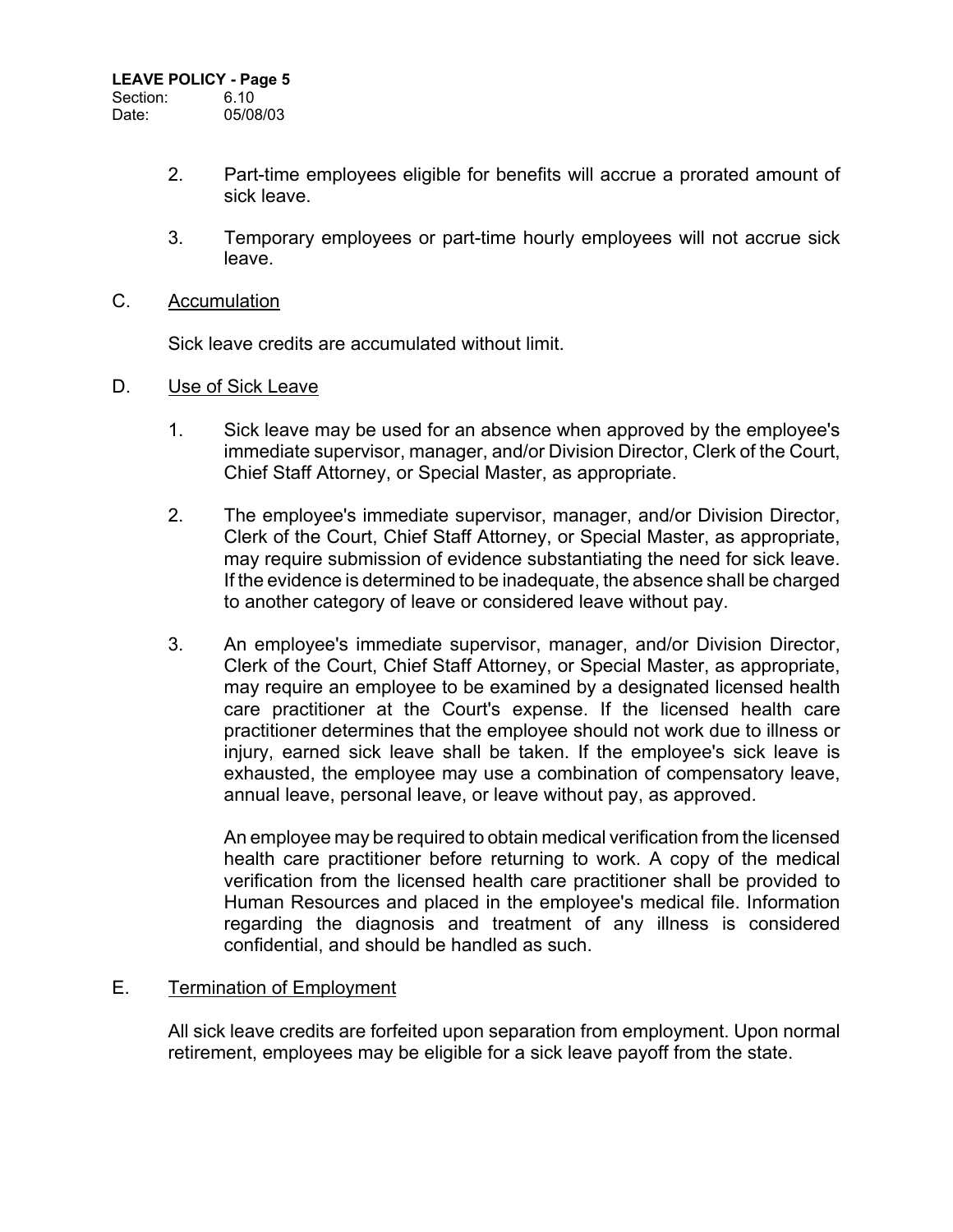2. Part-time employees eligible for benefits will accrue a prorated amount of sick leave.

3. Temporary employees or part-time hourly employees will not accrue sick leave.

C. <u>Accumulation</u>

Sick leave credits are accumulated without limit.

D. <u>Use of Sick Leave</u>

1. Sick leave may be used for an absence when approved by the employee's immediate supervisor, manager, and/or Division Director, Clerk of the Court, Chief Staff Attorney, or Special Master, as appropriate.

2. The employee's immediate supervisor, manager, and/or Division Director, Clerk of the Court, Chief Staff Attorney, or Special Master, as appropriate, may require submission of evidence substantiating the need for sick leave. If the evidence is determined to be inadequate, the absence shall be charged to another category of leave or considered leave without pay.

3. An employee's immediate supervisor, manager, and/or Division Director, Clerk of the Court, Chief Staff Attorney, or Special Master, as appropriate, may require an employee to be examined by a designated licensed health care practitioner at the Court's expense. If the licensed health care practitioner determines that the employee should not work due to illness or injury, earned sick leave shall be taken. If the employee's sick leave is exhausted, the employee may use a combination of compensatory leave, annual leave, personal leave, or leave without pay, as approved.

   An employee may be required to obtain medical verification from the licensed health care practitioner before returning to work. A copy of the medical verification from the licensed health care practitioner shall be provided to Human Resources and placed in the employee's medical file. Information regarding the diagnosis and treatment of any illness is considered confidential, and should be handled as such.

E. <u>Termination of Employment</u>

All sick leave credits are forfeited upon separation from employment. Upon normal retirement, employees may be eligible for a sick leave payoff from the state.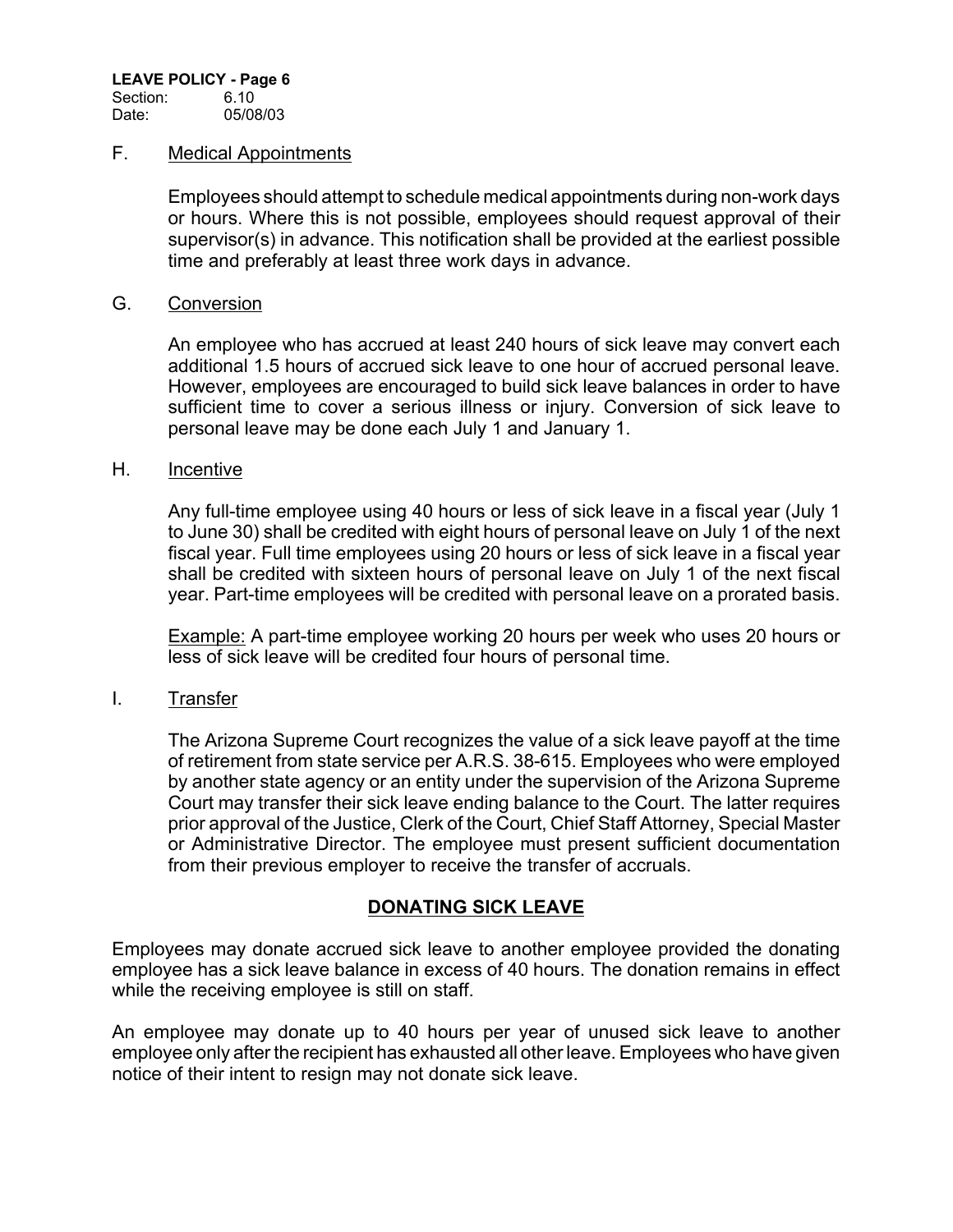F. Medical Appointments

Employees should attempt to schedule medical appointments during non-work days or hours. Where this is not possible, employees should request approval of their supervisor(s) in advance. This notification shall be provided at the earliest possible time and preferably at least three work days in advance.

G. Conversion

An employee who has accrued at least 240 hours of sick leave may convert each additional 1.5 hours of accrued sick leave to one hour of accrued personal leave. However, employees are encouraged to build sick leave balances in order to have sufficient time to cover a serious illness or injury. Conversion of sick leave to personal leave may be done each July 1 and January 1.

H. Incentive

Any full-time employee using 40 hours or less of sick leave in a fiscal year (July 1 to June 30) shall be credited with eight hours of personal leave on July 1 of the next fiscal year. Full time employees using 20 hours or less of sick leave in a fiscal year shall be credited with sixteen hours of personal leave on July 1 of the next fiscal year. Part-time employees will be credited with personal leave on a prorated basis.

Example: A part-time employee working 20 hours per week who uses 20 hours or less of sick leave will be credited four hours of personal time.

I. Transfer

The Arizona Supreme Court recognizes the value of a sick leave payoff at the time of retirement from state service per A.R.S. 38-615. Employees who were employed by another state agency or an entity under the supervision of the Arizona Supreme Court may transfer their sick leave ending balance to the Court. The latter requires prior approval of the Justice, Clerk of the Court, Chief Staff Attorney, Special Master or Administrative Director. The employee must present sufficient documentation from their previous employer to receive the transfer of accruals.

## DONATING SICK LEAVE

Employees may donate accrued sick leave to another employee provided the donating employee has a sick leave balance in excess of 40 hours. The donation remains in effect while the receiving employee is still on staff.

An employee may donate up to 40 hours per year of unused sick leave to another employee only after the recipient has exhausted all other leave. Employees who have given notice of their intent to resign may not donate sick leave.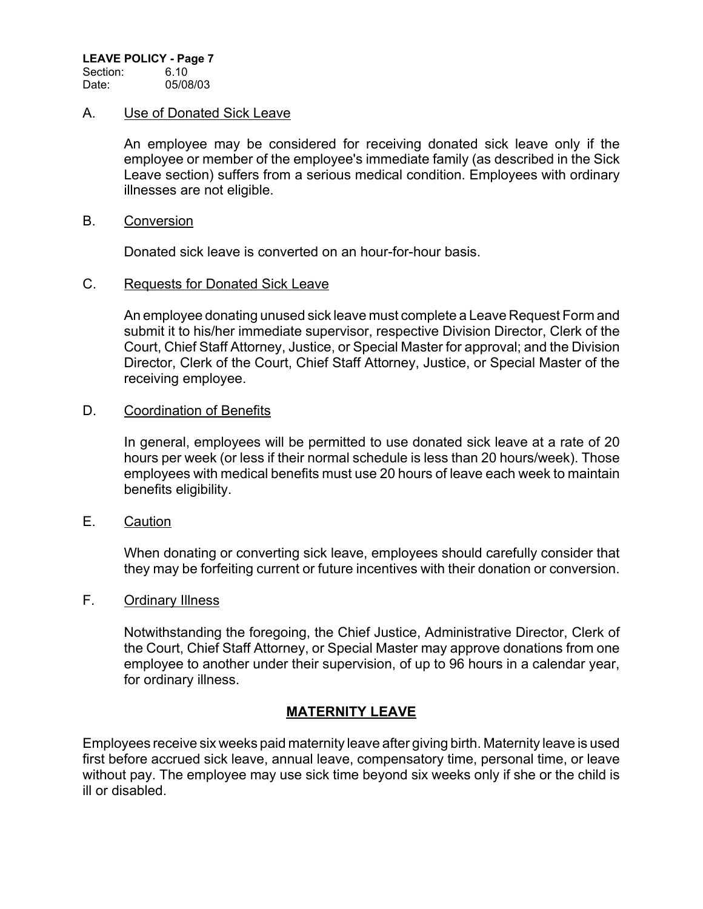A. Use of Donated Sick Leave

An employee may be considered for receiving donated sick leave only if the employee or member of the employee's immediate family (as described in the Sick Leave section) suffers from a serious medical condition. Employees with ordinary illnesses are not eligible.

B. Conversion

Donated sick leave is converted on an hour-for-hour basis.

C. Requests for Donated Sick Leave

An employee donating unused sick leave must complete a Leave Request Form and submit it to his/her immediate supervisor, respective Division Director, Clerk of the Court, Chief Staff Attorney, Justice, or Special Master for approval; and the Division Director, Clerk of the Court, Chief Staff Attorney, Justice, or Special Master of the receiving employee.

D. Coordination of Benefits

In general, employees will be permitted to use donated sick leave at a rate of 20 hours per week (or less if their normal schedule is less than 20 hours/week). Those employees with medical benefits must use 20 hours of leave each week to maintain benefits eligibility.

E. Caution

When donating or converting sick leave, employees should carefully consider that they may be forfeiting current or future incentives with their donation or conversion.

F. Ordinary Illness

Notwithstanding the foregoing, the Chief Justice, Administrative Director, Clerk of the Court, Chief Staff Attorney, or Special Master may approve donations from one employee to another under their supervision, of up to 96 hours in a calendar year, for ordinary illness.

## MATERNITY LEAVE

Employees receive six weeks paid maternity leave after giving birth. Maternity leave is used first before accrued sick leave, annual leave, compensatory time, personal time, or leave without pay. The employee may use sick time beyond six weeks only if she or the child is ill or disabled.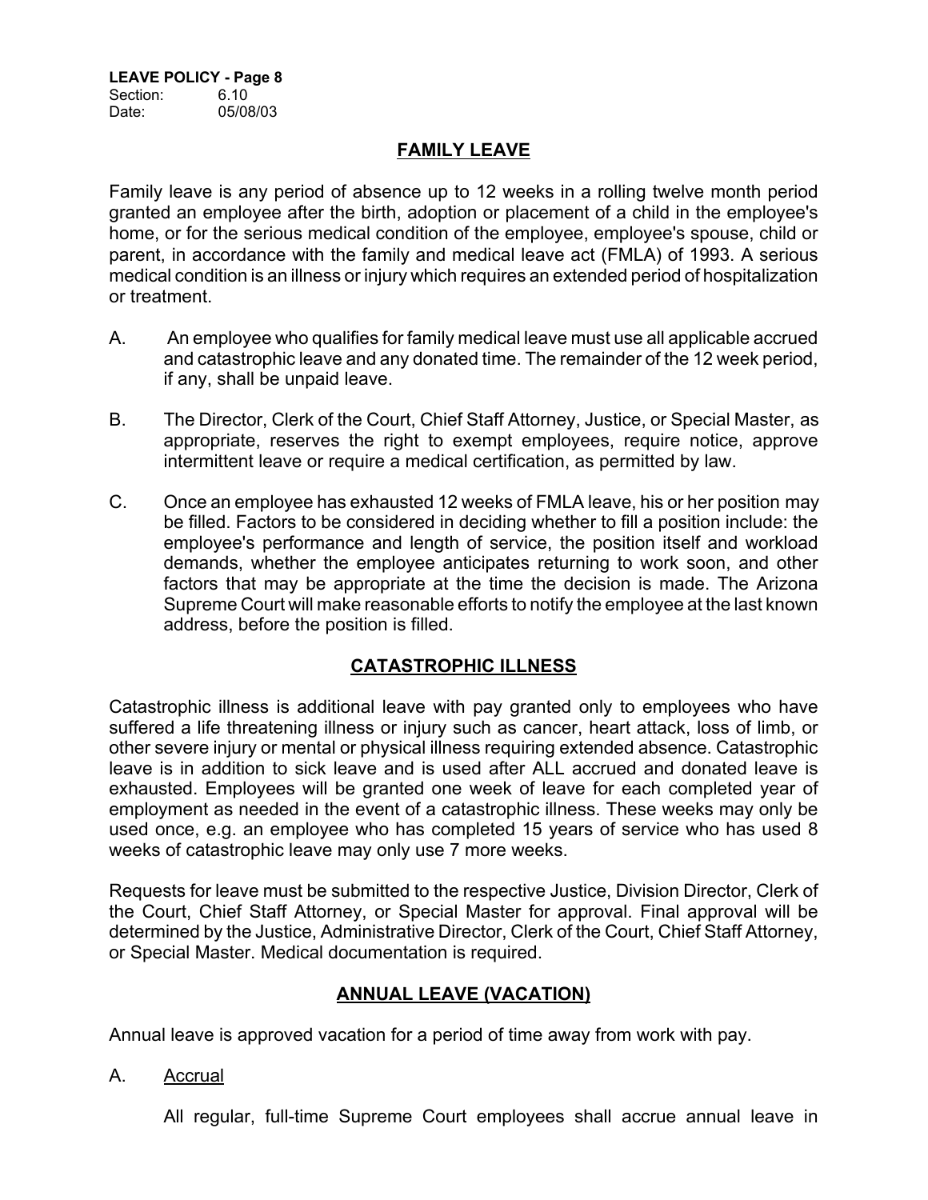## FAMILY LEAVE

Family leave is any period of absence up to 12 weeks in a rolling twelve month period granted an employee after the birth, adoption or placement of a child in the employee's home, or for the serious medical condition of the employee, employee's spouse, child or parent, in accordance with the family and medical leave act (FMLA) of 1993. A serious medical condition is an illness or injury which requires an extended period of hospitalization or treatment.

A. An employee who qualifies for family medical leave must use all applicable accrued and catastrophic leave and any donated time. The remainder of the 12 week period, if any, shall be unpaid leave.

B. The Director, Clerk of the Court, Chief Staff Attorney, Justice, or Special Master, as appropriate, reserves the right to exempt employees, require notice, approve intermittent leave or require a medical certification, as permitted by law.

C. Once an employee has exhausted 12 weeks of FMLA leave, his or her position may be filled. Factors to be considered in deciding whether to fill a position include: the employee's performance and length of service, the position itself and workload demands, whether the employee anticipates returning to work soon, and other factors that may be appropriate at the time the decision is made. The Arizona Supreme Court will make reasonable efforts to notify the employee at the last known address, before the position is filled.

## CATASTROPHIC ILLNESS

Catastrophic illness is additional leave with pay granted only to employees who have suffered a life threatening illness or injury such as cancer, heart attack, loss of limb, or other severe injury or mental or physical illness requiring extended absence. Catastrophic leave is in addition to sick leave and is used after ALL accrued and donated leave is exhausted. Employees will be granted one week of leave for each completed year of employment as needed in the event of a catastrophic illness. These weeks may only be used once, e.g. an employee who has completed 15 years of service who has used 8 weeks of catastrophic leave may only use 7 more weeks.

Requests for leave must be submitted to the respective Justice, Division Director, Clerk of the Court, Chief Staff Attorney, or Special Master for approval. Final approval will be determined by the Justice, Administrative Director, Clerk of the Court, Chief Staff Attorney, or Special Master. Medical documentation is required.

## ANNUAL LEAVE (VACATION)

Annual leave is approved vacation for a period of time away from work with pay.

A. Accrual

All regular, full-time Supreme Court employees shall accrue annual leave in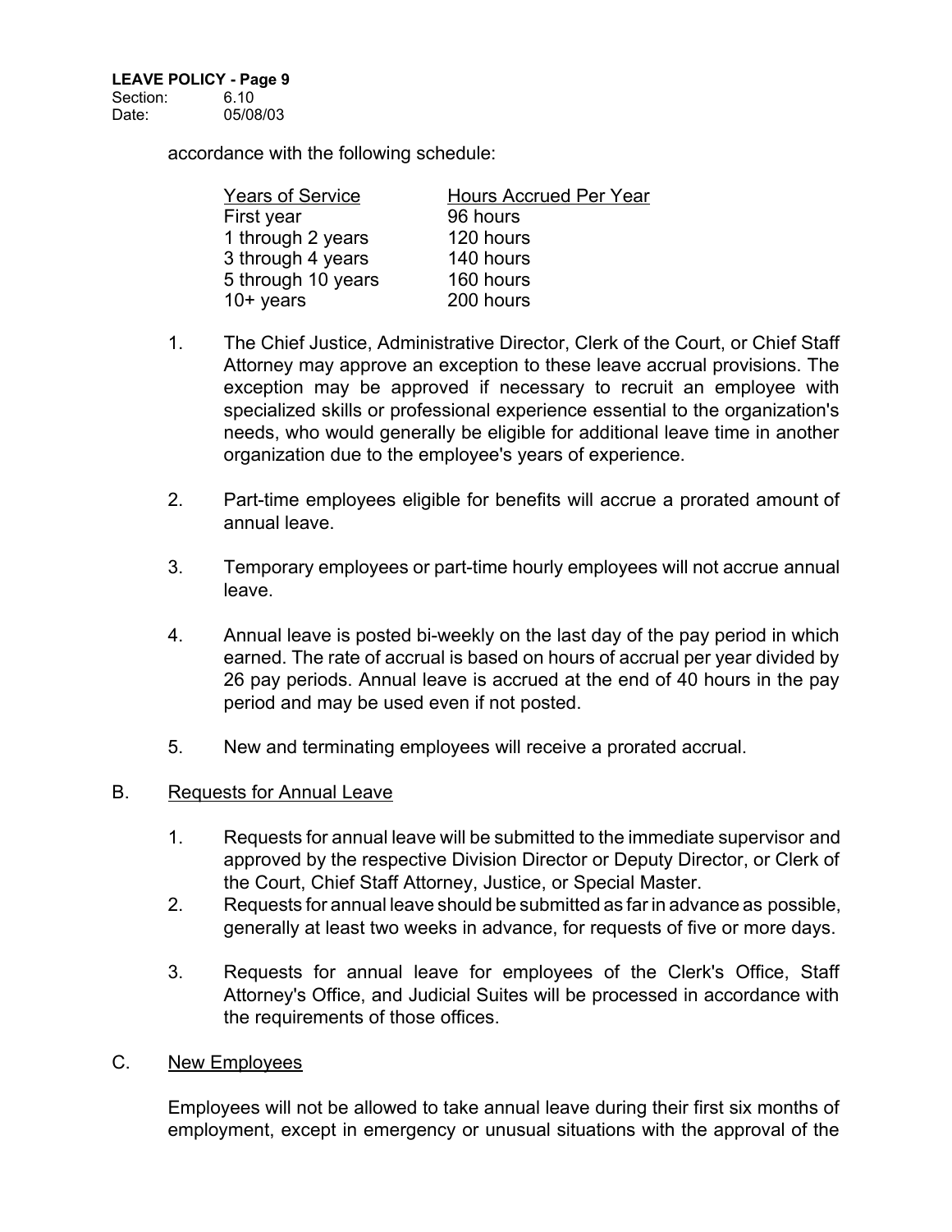accordance with the following schedule:

| Years of Service | Hours Accrued Per Year |
|---|---|
| First year | 96 hours |
| 1 through 2 years | 120 hours |
| 3 through 4 years | 140 hours |
| 5 through 10 years | 160 hours |
| 10+ years | 200 hours |

1. The Chief Justice, Administrative Director, Clerk of the Court, or Chief Staff Attorney may approve an exception to these leave accrual provisions. The exception may be approved if necessary to recruit an employee with specialized skills or professional experience essential to the organization's needs, who would generally be eligible for additional leave time in another organization due to the employee's years of experience.

2. Part-time employees eligible for benefits will accrue a prorated amount of annual leave.

3. Temporary employees or part-time hourly employees will not accrue annual leave.

4. Annual leave is posted bi-weekly on the last day of the pay period in which earned. The rate of accrual is based on hours of accrual per year divided by 26 pay periods. Annual leave is accrued at the end of 40 hours in the pay period and may be used even if not posted.

5. New and terminating employees will receive a prorated accrual.

B. Requests for Annual Leave

1. Requests for annual leave will be submitted to the immediate supervisor and approved by the respective Division Director or Deputy Director, or Clerk of the Court, Chief Staff Attorney, Justice, or Special Master.
2. Requests for annual leave should be submitted as far in advance as possible, generally at least two weeks in advance, for requests of five or more days.

3. Requests for annual leave for employees of the Clerk's Office, Staff Attorney's Office, and Judicial Suites will be processed in accordance with the requirements of those offices.

C. New Employees

Employees will not be allowed to take annual leave during their first six months of employment, except in emergency or unusual situations with the approval of the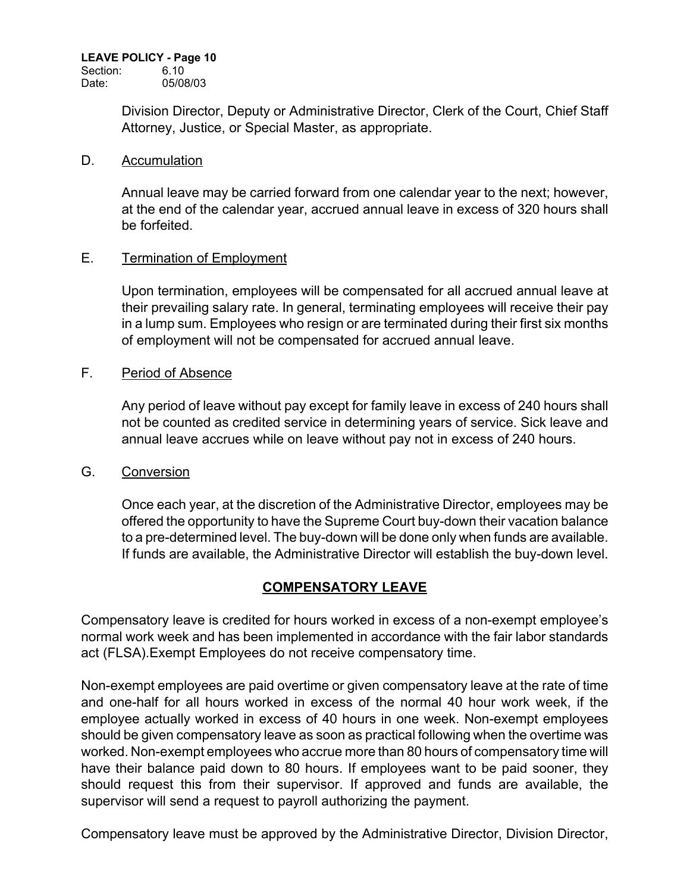Division Director, Deputy or Administrative Director, Clerk of the Court, Chief Staff Attorney, Justice, or Special Master, as appropriate.

D. Accumulation

Annual leave may be carried forward from one calendar year to the next; however, at the end of the calendar year, accrued annual leave in excess of 320 hours shall be forfeited.

E. Termination of Employment

Upon termination, employees will be compensated for all accrued annual leave at their prevailing salary rate. In general, terminating employees will receive their pay in a lump sum. Employees who resign or are terminated during their first six months of employment will not be compensated for accrued annual leave.

F. Period of Absence

Any period of leave without pay except for family leave in excess of 240 hours shall not be counted as credited service in determining years of service. Sick leave and annual leave accrues while on leave without pay not in excess of 240 hours.

G. Conversion

Once each year, at the discretion of the Administrative Director, employees may be offered the opportunity to have the Supreme Court buy-down their vacation balance to a pre-determined level. The buy-down will be done only when funds are available. If funds are available, the Administrative Director will establish the buy-down level.

## COMPENSATORY LEAVE

Compensatory leave is credited for hours worked in excess of a non-exempt employee's normal work week and has been implemented in accordance with the fair labor standards act (FLSA).Exempt Employees do not receive compensatory time.

Non-exempt employees are paid overtime or given compensatory leave at the rate of time and one-half for all hours worked in excess of the normal 40 hour work week, if the employee actually worked in excess of 40 hours in one week. Non-exempt employees should be given compensatory leave as soon as practical following when the overtime was worked. Non-exempt employees who accrue more than 80 hours of compensatory time will have their balance paid down to 80 hours. If employees want to be paid sooner, they should request this from their supervisor. If approved and funds are available, the supervisor will send a request to payroll authorizing the payment.

Compensatory leave must be approved by the Administrative Director, Division Director,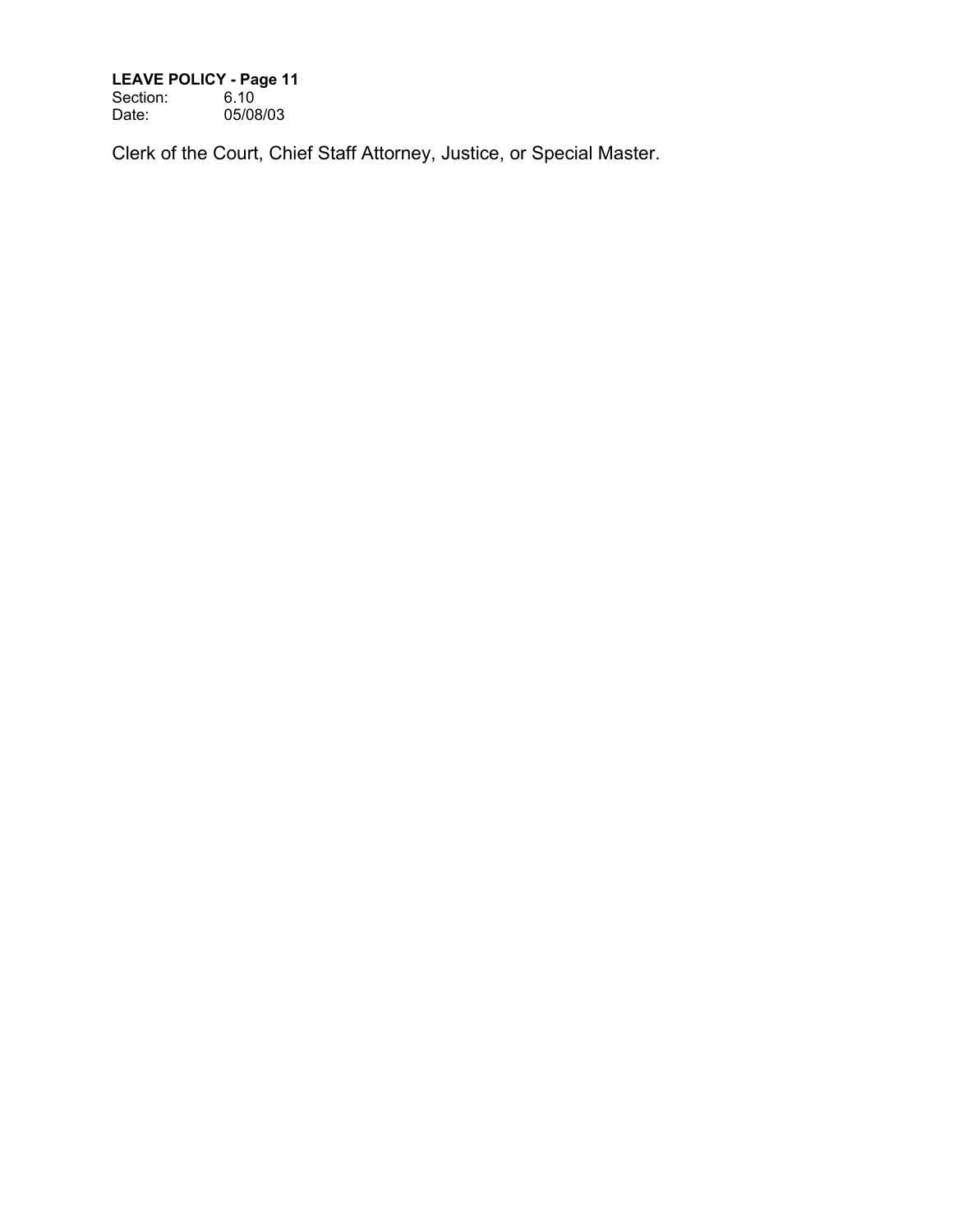Clerk of the Court, Chief Staff Attorney, Justice, or Special Master.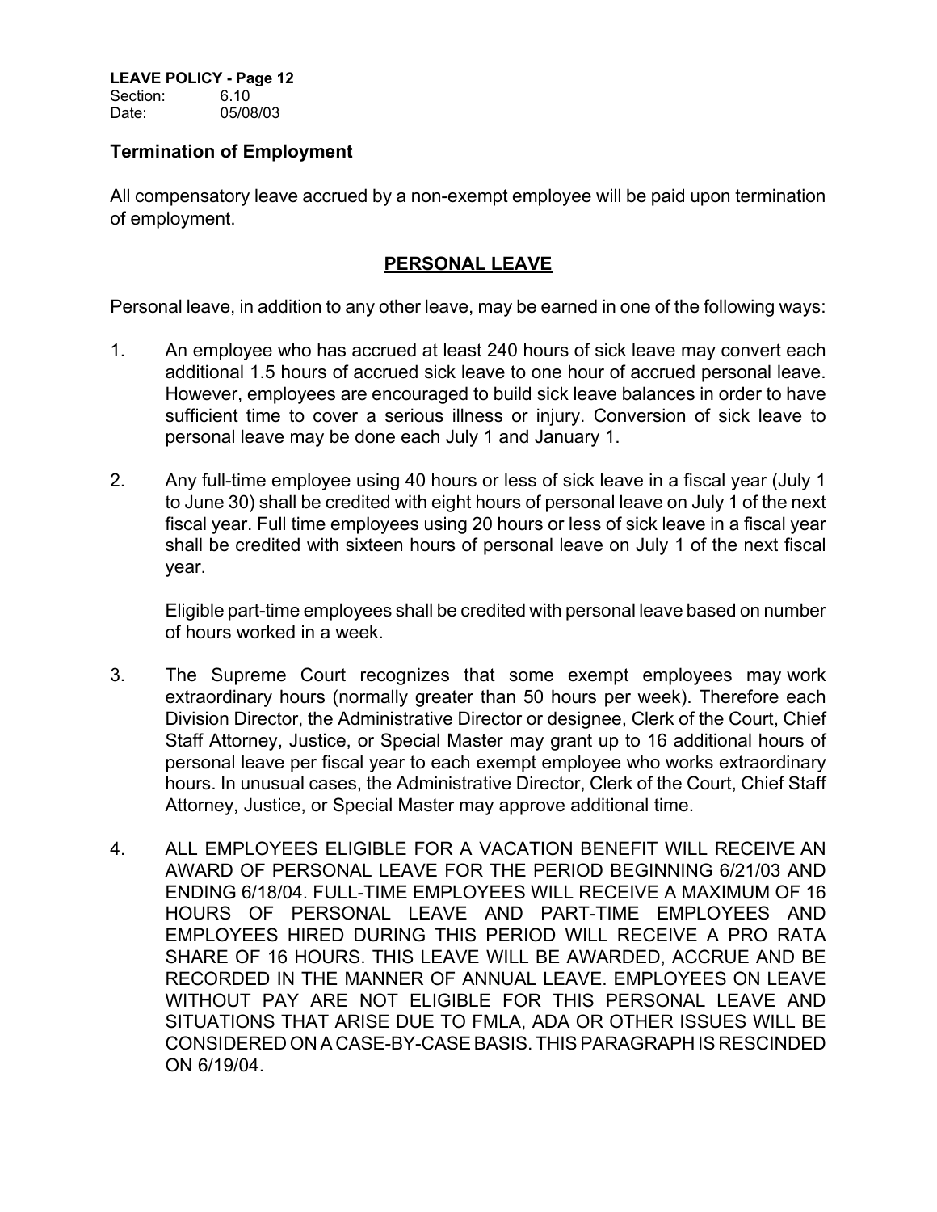### Termination of Employment

All compensatory leave accrued by a non-exempt employee will be paid upon termination of employment.

## PERSONAL LEAVE

Personal leave, in addition to any other leave, may be earned in one of the following ways:

1. An employee who has accrued at least 240 hours of sick leave may convert each additional 1.5 hours of accrued sick leave to one hour of accrued personal leave. However, employees are encouraged to build sick leave balances in order to have sufficient time to cover a serious illness or injury. Conversion of sick leave to personal leave may be done each July 1 and January 1.

2. Any full-time employee using 40 hours or less of sick leave in a fiscal year (July 1 to June 30) shall be credited with eight hours of personal leave on July 1 of the next fiscal year. Full time employees using 20 hours or less of sick leave in a fiscal year shall be credited with sixteen hours of personal leave on July 1 of the next fiscal year.

   Eligible part-time employees shall be credited with personal leave based on number of hours worked in a week.

3. The Supreme Court recognizes that some exempt employees may work extraordinary hours (normally greater than 50 hours per week). Therefore each Division Director, the Administrative Director or designee, Clerk of the Court, Chief Staff Attorney, Justice, or Special Master may grant up to 16 additional hours of personal leave per fiscal year to each exempt employee who works extraordinary hours. In unusual cases, the Administrative Director, Clerk of the Court, Chief Staff Attorney, Justice, or Special Master may approve additional time.

4. ALL EMPLOYEES ELIGIBLE FOR A VACATION BENEFIT WILL RECEIVE AN AWARD OF PERSONAL LEAVE FOR THE PERIOD BEGINNING 6/21/03 AND ENDING 6/18/04. FULL-TIME EMPLOYEES WILL RECEIVE A MAXIMUM OF 16 HOURS OF PERSONAL LEAVE AND PART-TIME EMPLOYEES AND EMPLOYEES HIRED DURING THIS PERIOD WILL RECEIVE A PRO RATA SHARE OF 16 HOURS. THIS LEAVE WILL BE AWARDED, ACCRUE AND BE RECORDED IN THE MANNER OF ANNUAL LEAVE. EMPLOYEES ON LEAVE WITHOUT PAY ARE NOT ELIGIBLE FOR THIS PERSONAL LEAVE AND SITUATIONS THAT ARISE DUE TO FMLA, ADA OR OTHER ISSUES WILL BE CONSIDERED ON A CASE-BY-CASE BASIS. THIS PARAGRAPH IS RESCINDED ON 6/19/04.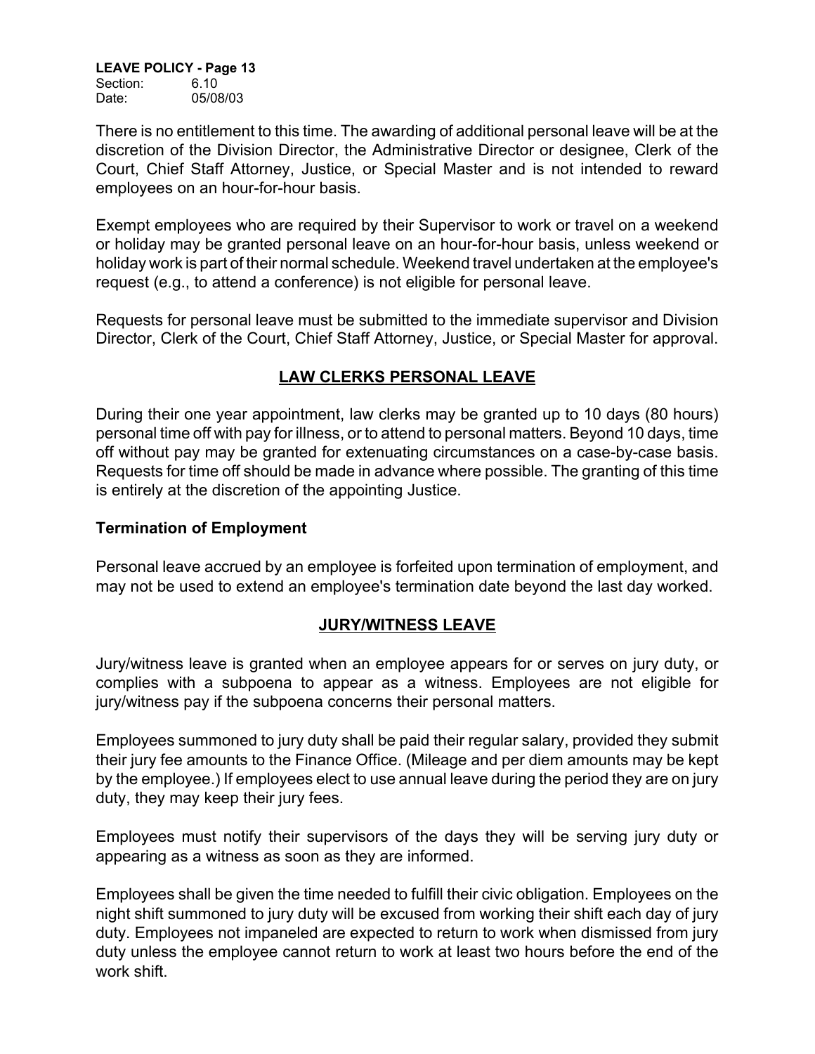There is no entitlement to this time. The awarding of additional personal leave will be at the discretion of the Division Director, the Administrative Director or designee, Clerk of the Court, Chief Staff Attorney, Justice, or Special Master and is not intended to reward employees on an hour-for-hour basis.

Exempt employees who are required by their Supervisor to work or travel on a weekend or holiday may be granted personal leave on an hour-for-hour basis, unless weekend or holiday work is part of their normal schedule. Weekend travel undertaken at the employee's request (e.g., to attend a conference) is not eligible for personal leave.

Requests for personal leave must be submitted to the immediate supervisor and Division Director, Clerk of the Court, Chief Staff Attorney, Justice, or Special Master for approval.

## LAW CLERKS PERSONAL LEAVE

During their one year appointment, law clerks may be granted up to 10 days (80 hours) personal time off with pay for illness, or to attend to personal matters. Beyond 10 days, time off without pay may be granted for extenuating circumstances on a case-by-case basis. Requests for time off should be made in advance where possible. The granting of this time is entirely at the discretion of the appointing Justice.

### Termination of Employment

Personal leave accrued by an employee is forfeited upon termination of employment, and may not be used to extend an employee's termination date beyond the last day worked.

## JURY/WITNESS LEAVE

Jury/witness leave is granted when an employee appears for or serves on jury duty, or complies with a subpoena to appear as a witness. Employees are not eligible for jury/witness pay if the subpoena concerns their personal matters.

Employees summoned to jury duty shall be paid their regular salary, provided they submit their jury fee amounts to the Finance Office. (Mileage and per diem amounts may be kept by the employee.) If employees elect to use annual leave during the period they are on jury duty, they may keep their jury fees.

Employees must notify their supervisors of the days they will be serving jury duty or appearing as a witness as soon as they are informed.

Employees shall be given the time needed to fulfill their civic obligation. Employees on the night shift summoned to jury duty will be excused from working their shift each day of jury duty. Employees not impaneled are expected to return to work when dismissed from jury duty unless the employee cannot return to work at least two hours before the end of the work shift.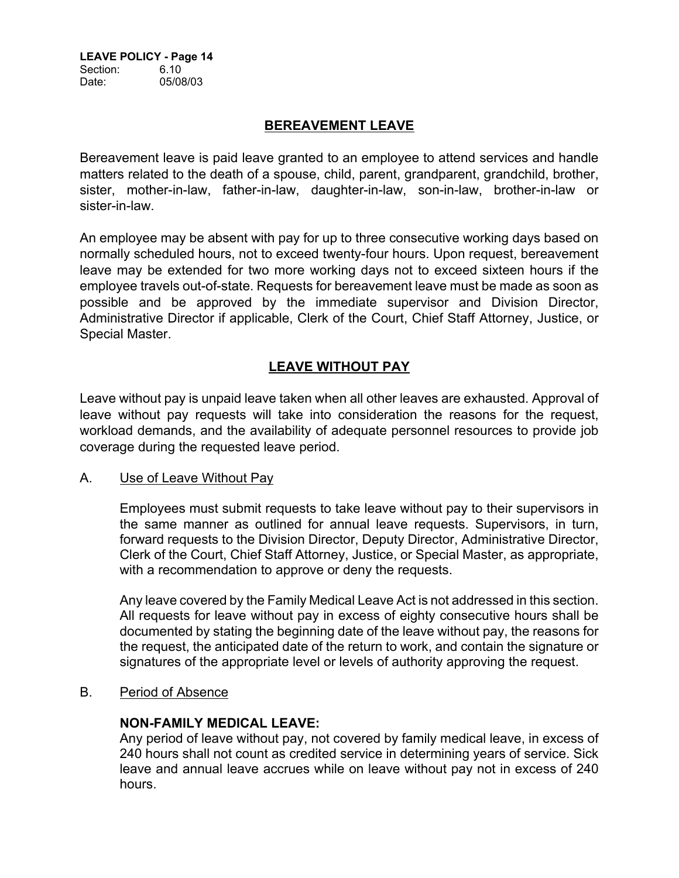## BEREAVEMENT LEAVE

Bereavement leave is paid leave granted to an employee to attend services and handle matters related to the death of a spouse, child, parent, grandparent, grandchild, brother, sister, mother-in-law, father-in-law, daughter-in-law, son-in-law, brother-in-law or sister-in-law.

An employee may be absent with pay for up to three consecutive working days based on normally scheduled hours, not to exceed twenty-four hours. Upon request, bereavement leave may be extended for two more working days not to exceed sixteen hours if the employee travels out-of-state. Requests for bereavement leave must be made as soon as possible and be approved by the immediate supervisor and Division Director, Administrative Director if applicable, Clerk of the Court, Chief Staff Attorney, Justice, or Special Master.

## LEAVE WITHOUT PAY

Leave without pay is unpaid leave taken when all other leaves are exhausted. Approval of leave without pay requests will take into consideration the reasons for the request, workload demands, and the availability of adequate personnel resources to provide job coverage during the requested leave period.

A. Use of Leave Without Pay

Employees must submit requests to take leave without pay to their supervisors in the same manner as outlined for annual leave requests. Supervisors, in turn, forward requests to the Division Director, Deputy Director, Administrative Director, Clerk of the Court, Chief Staff Attorney, Justice, or Special Master, as appropriate, with a recommendation to approve or deny the requests.

Any leave covered by the Family Medical Leave Act is not addressed in this section. All requests for leave without pay in excess of eighty consecutive hours shall be documented by stating the beginning date of the leave without pay, the reasons for the request, the anticipated date of the return to work, and contain the signature or signatures of the appropriate level or levels of authority approving the request.

B. Period of Absence

**NON-FAMILY MEDICAL LEAVE:**
Any period of leave without pay, not covered by family medical leave, in excess of 240 hours shall not count as credited service in determining years of service. Sick leave and annual leave accrues while on leave without pay not in excess of 240 hours.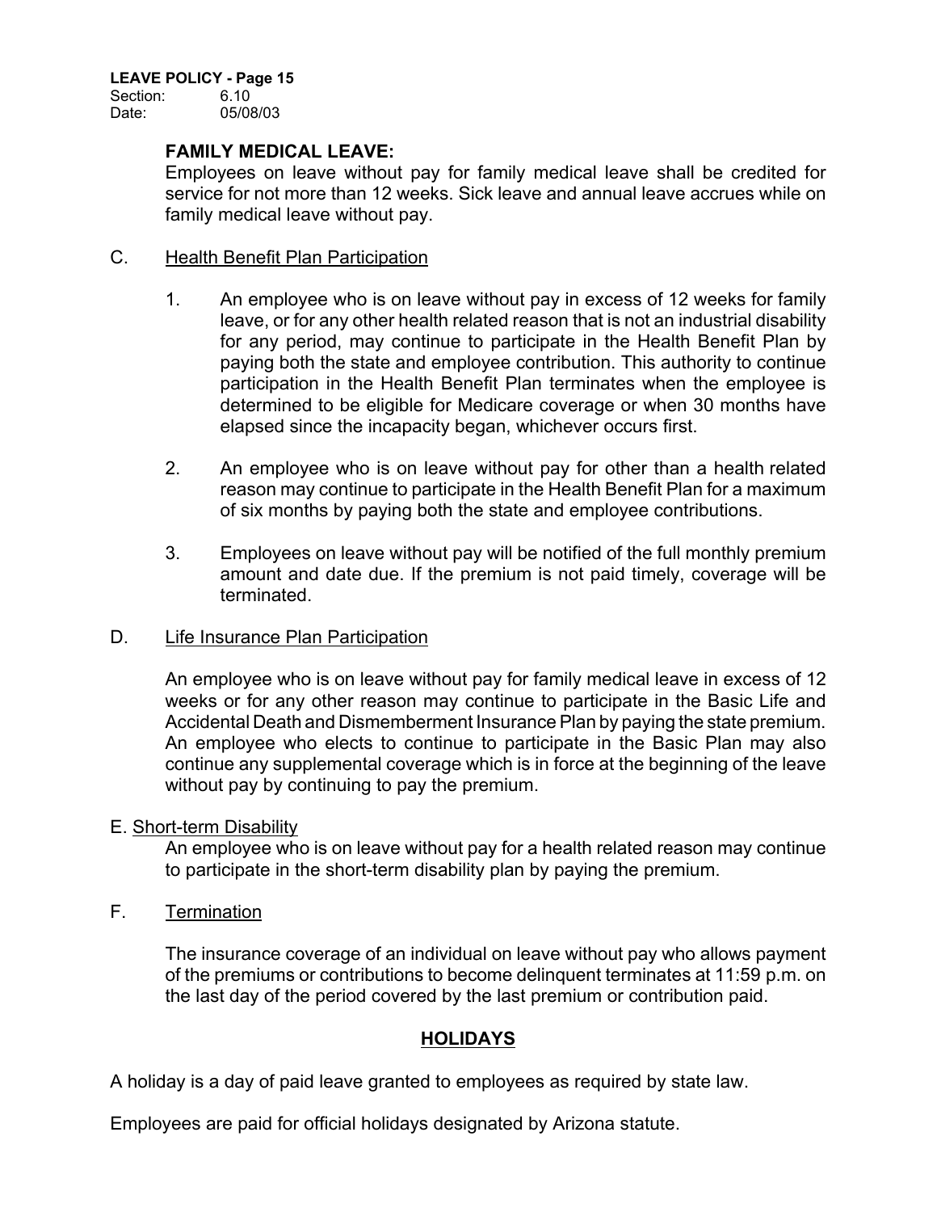**FAMILY MEDICAL LEAVE:**

Employees on leave without pay for family medical leave shall be credited for service for not more than 12 weeks. Sick leave and annual leave accrues while on family medical leave without pay.

C. Health Benefit Plan Participation

1. An employee who is on leave without pay in excess of 12 weeks for family leave, or for any other health related reason that is not an industrial disability for any period, may continue to participate in the Health Benefit Plan by paying both the state and employee contribution. This authority to continue participation in the Health Benefit Plan terminates when the employee is determined to be eligible for Medicare coverage or when 30 months have elapsed since the incapacity began, whichever occurs first.

2. An employee who is on leave without pay for other than a health related reason may continue to participate in the Health Benefit Plan for a maximum of six months by paying both the state and employee contributions.

3. Employees on leave without pay will be notified of the full monthly premium amount and date due. If the premium is not paid timely, coverage will be terminated.

D. Life Insurance Plan Participation

An employee who is on leave without pay for family medical leave in excess of 12 weeks or for any other reason may continue to participate in the Basic Life and Accidental Death and Dismemberment Insurance Plan by paying the state premium. An employee who elects to continue to participate in the Basic Plan may also continue any supplemental coverage which is in force at the beginning of the leave without pay by continuing to pay the premium.

E. Short-term Disability

An employee who is on leave without pay for a health related reason may continue to participate in the short-term disability plan by paying the premium.

F. Termination

The insurance coverage of an individual on leave without pay who allows payment of the premiums or contributions to become delinquent terminates at 11:59 p.m. on the last day of the period covered by the last premium or contribution paid.

## HOLIDAYS

A holiday is a day of paid leave granted to employees as required by state law.

Employees are paid for official holidays designated by Arizona statute.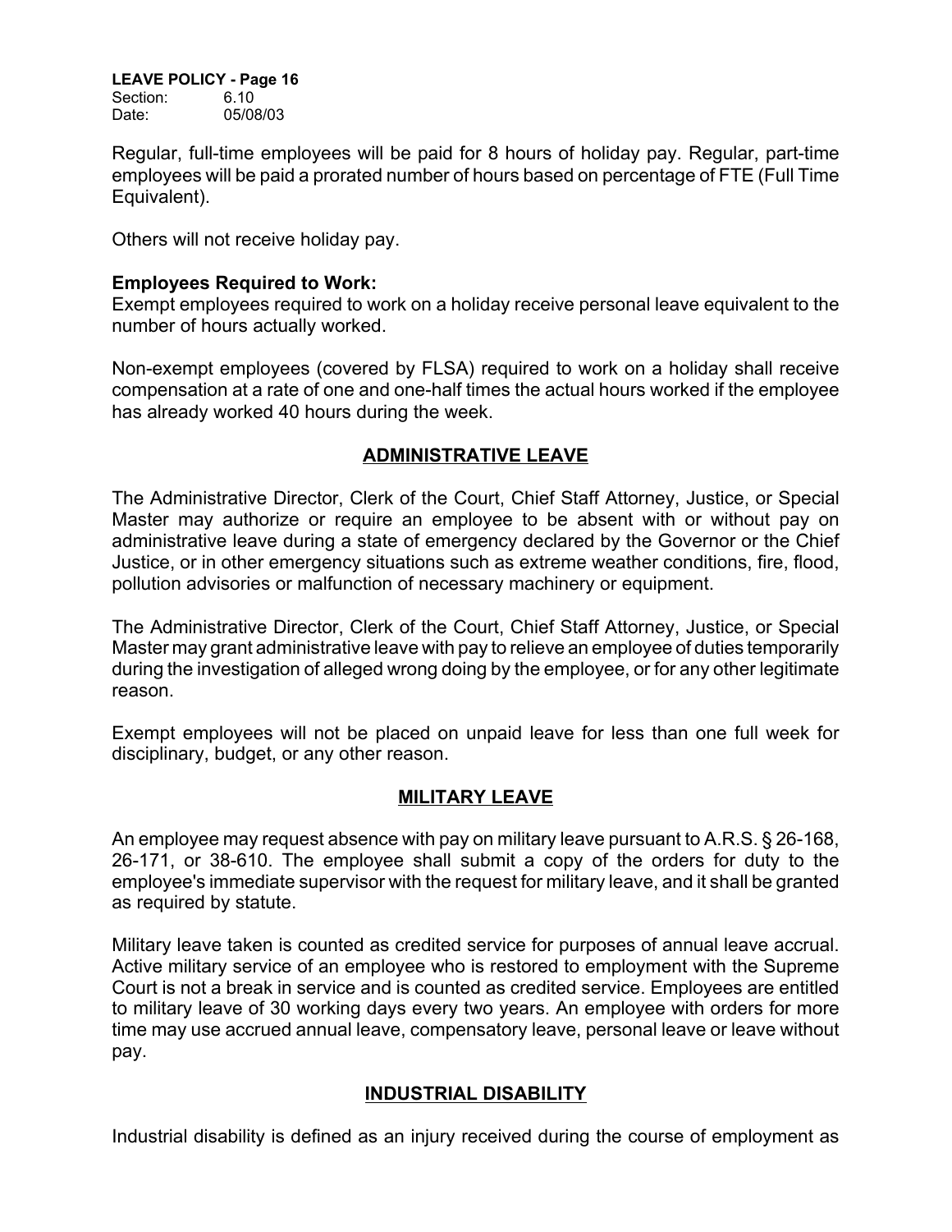Regular, full-time employees will be paid for 8 hours of holiday pay. Regular, part-time employees will be paid a prorated number of hours based on percentage of FTE (Full Time Equivalent).

Others will not receive holiday pay.

**Employees Required to Work:**
Exempt employees required to work on a holiday receive personal leave equivalent to the number of hours actually worked.

Non-exempt employees (covered by FLSA) required to work on a holiday shall receive compensation at a rate of one and one-half times the actual hours worked if the employee has already worked 40 hours during the week.

## ADMINISTRATIVE LEAVE

The Administrative Director, Clerk of the Court, Chief Staff Attorney, Justice, or Special Master may authorize or require an employee to be absent with or without pay on administrative leave during a state of emergency declared by the Governor or the Chief Justice, or in other emergency situations such as extreme weather conditions, fire, flood, pollution advisories or malfunction of necessary machinery or equipment.

The Administrative Director, Clerk of the Court, Chief Staff Attorney, Justice, or Special Master may grant administrative leave with pay to relieve an employee of duties temporarily during the investigation of alleged wrong doing by the employee, or for any other legitimate reason.

Exempt employees will not be placed on unpaid leave for less than one full week for disciplinary, budget, or any other reason.

## MILITARY LEAVE

An employee may request absence with pay on military leave pursuant to A.R.S. § 26-168, 26-171, or 38-610. The employee shall submit a copy of the orders for duty to the employee's immediate supervisor with the request for military leave, and it shall be granted as required by statute.

Military leave taken is counted as credited service for purposes of annual leave accrual. Active military service of an employee who is restored to employment with the Supreme Court is not a break in service and is counted as credited service. Employees are entitled to military leave of 30 working days every two years. An employee with orders for more time may use accrued annual leave, compensatory leave, personal leave or leave without pay.

## INDUSTRIAL DISABILITY

Industrial disability is defined as an injury received during the course of employment as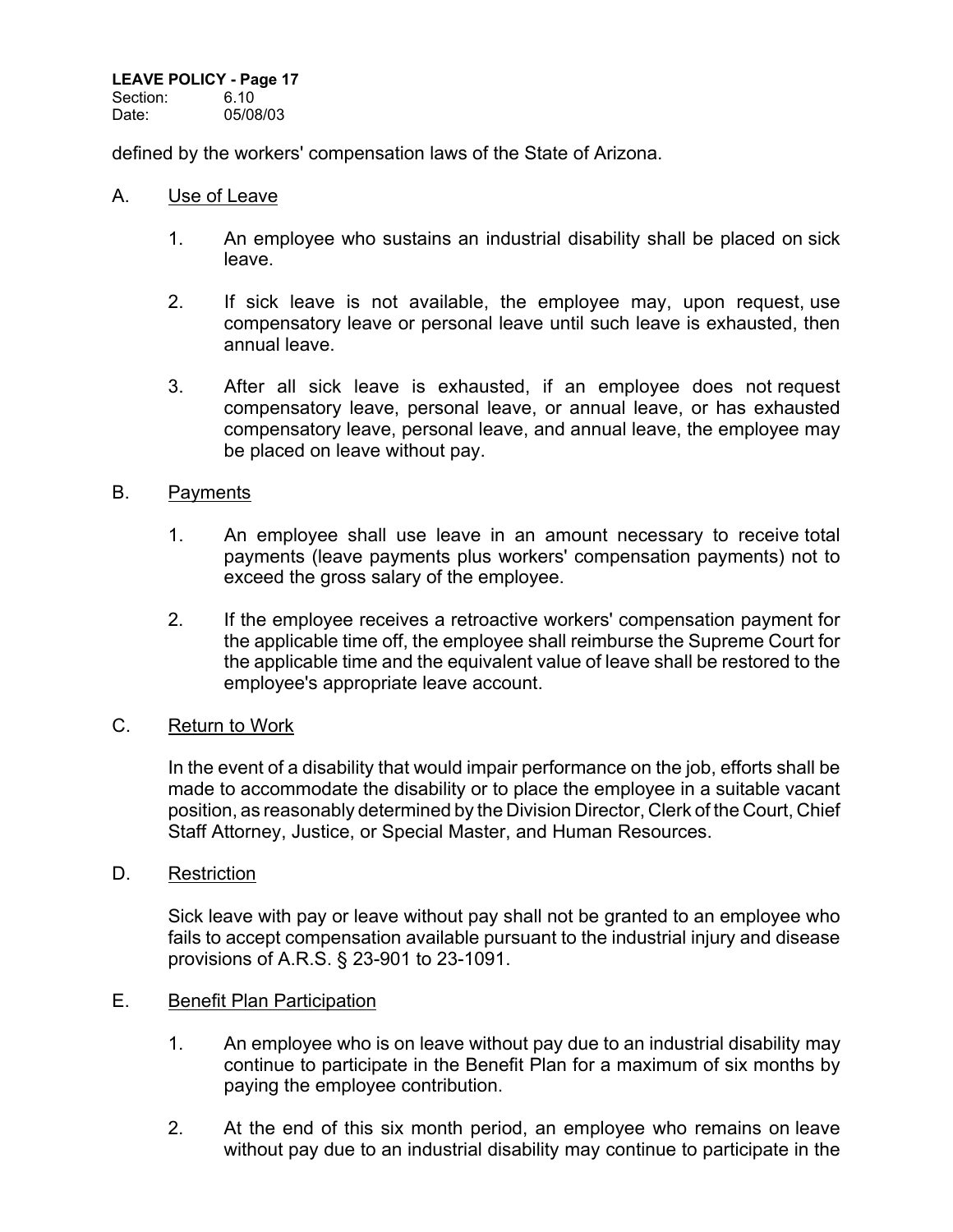defined by the workers' compensation laws of the State of Arizona.

A. Use of Leave

1. An employee who sustains an industrial disability shall be placed on sick leave.

2. If sick leave is not available, the employee may, upon request, use compensatory leave or personal leave until such leave is exhausted, then annual leave.

3. After all sick leave is exhausted, if an employee does not request compensatory leave, personal leave, or annual leave, or has exhausted compensatory leave, personal leave, and annual leave, the employee may be placed on leave without pay.

B. Payments

1. An employee shall use leave in an amount necessary to receive total payments (leave payments plus workers' compensation payments) not to exceed the gross salary of the employee.

2. If the employee receives a retroactive workers' compensation payment for the applicable time off, the employee shall reimburse the Supreme Court for the applicable time and the equivalent value of leave shall be restored to the employee's appropriate leave account.

C. Return to Work

In the event of a disability that would impair performance on the job, efforts shall be made to accommodate the disability or to place the employee in a suitable vacant position, as reasonably determined by the Division Director, Clerk of the Court, Chief Staff Attorney, Justice, or Special Master, and Human Resources.

D. Restriction

Sick leave with pay or leave without pay shall not be granted to an employee who fails to accept compensation available pursuant to the industrial injury and disease provisions of A.R.S. § 23-901 to 23-1091.

E. Benefit Plan Participation

1. An employee who is on leave without pay due to an industrial disability may continue to participate in the Benefit Plan for a maximum of six months by paying the employee contribution.

2. At the end of this six month period, an employee who remains on leave without pay due to an industrial disability may continue to participate in the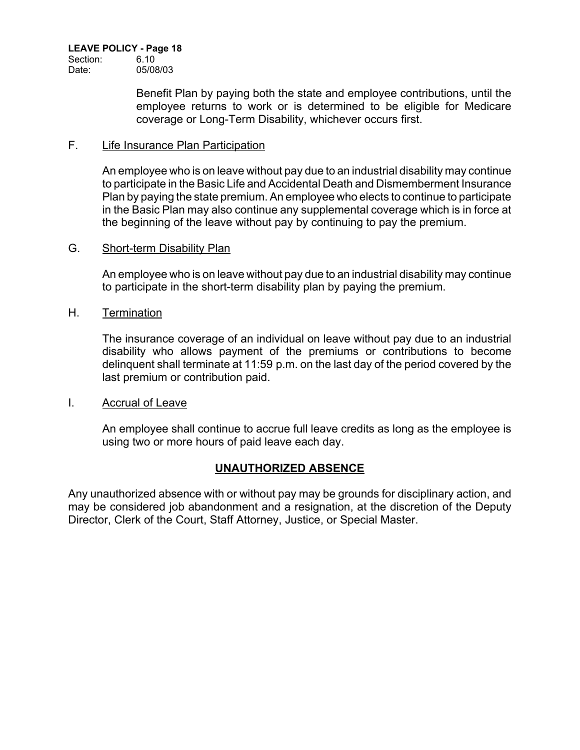Benefit Plan by paying both the state and employee contributions, until the employee returns to work or is determined to be eligible for Medicare coverage or Long-Term Disability, whichever occurs first.

F. Life Insurance Plan Participation

An employee who is on leave without pay due to an industrial disability may continue to participate in the Basic Life and Accidental Death and Dismemberment Insurance Plan by paying the state premium. An employee who elects to continue to participate in the Basic Plan may also continue any supplemental coverage which is in force at the beginning of the leave without pay by continuing to pay the premium.

G. Short-term Disability Plan

An employee who is on leave without pay due to an industrial disability may continue to participate in the short-term disability plan by paying the premium.

H. Termination

The insurance coverage of an individual on leave without pay due to an industrial disability who allows payment of the premiums or contributions to become delinquent shall terminate at 11:59 p.m. on the last day of the period covered by the last premium or contribution paid.

I. Accrual of Leave

An employee shall continue to accrue full leave credits as long as the employee is using two or more hours of paid leave each day.

## UNAUTHORIZED ABSENCE

Any unauthorized absence with or without pay may be grounds for disciplinary action, and may be considered job abandonment and a resignation, at the discretion of the Deputy Director, Clerk of the Court, Staff Attorney, Justice, or Special Master.